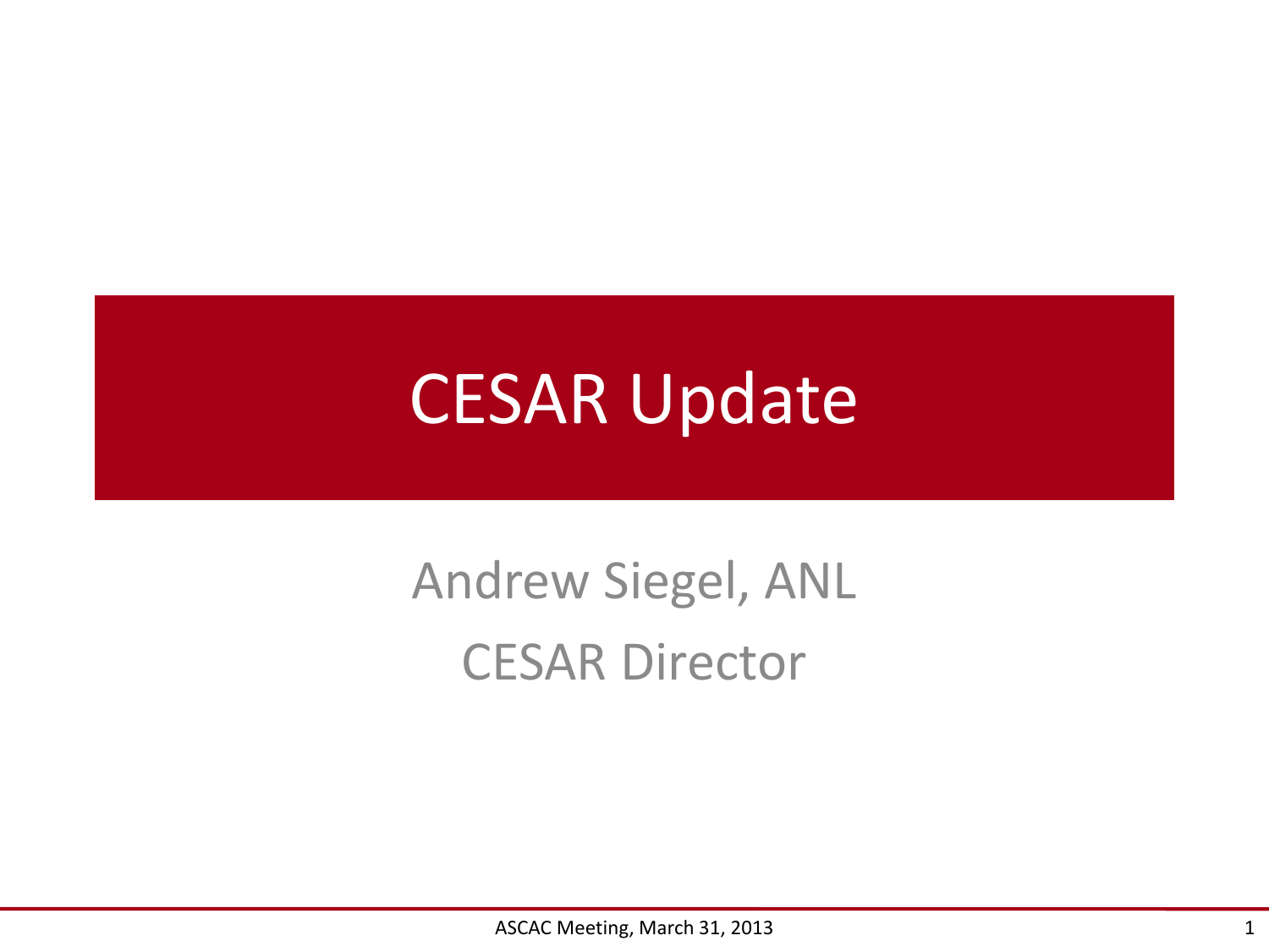# CESAR Update

Andrew Siegel, ANL

CESAR Director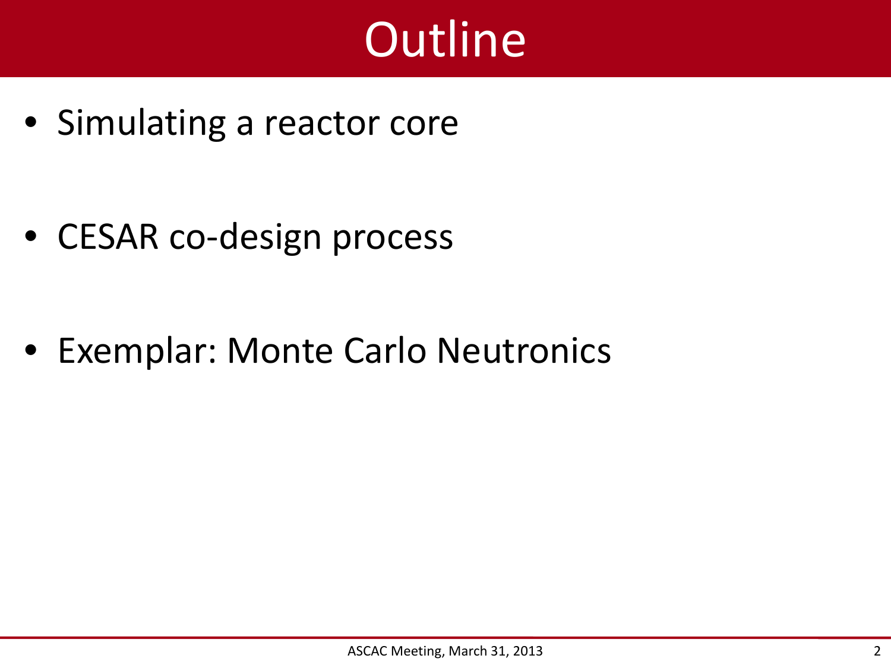# Outline

- Simulating a reactor core
- CESAR co-design process
- Exemplar: Monte Carlo Neutronics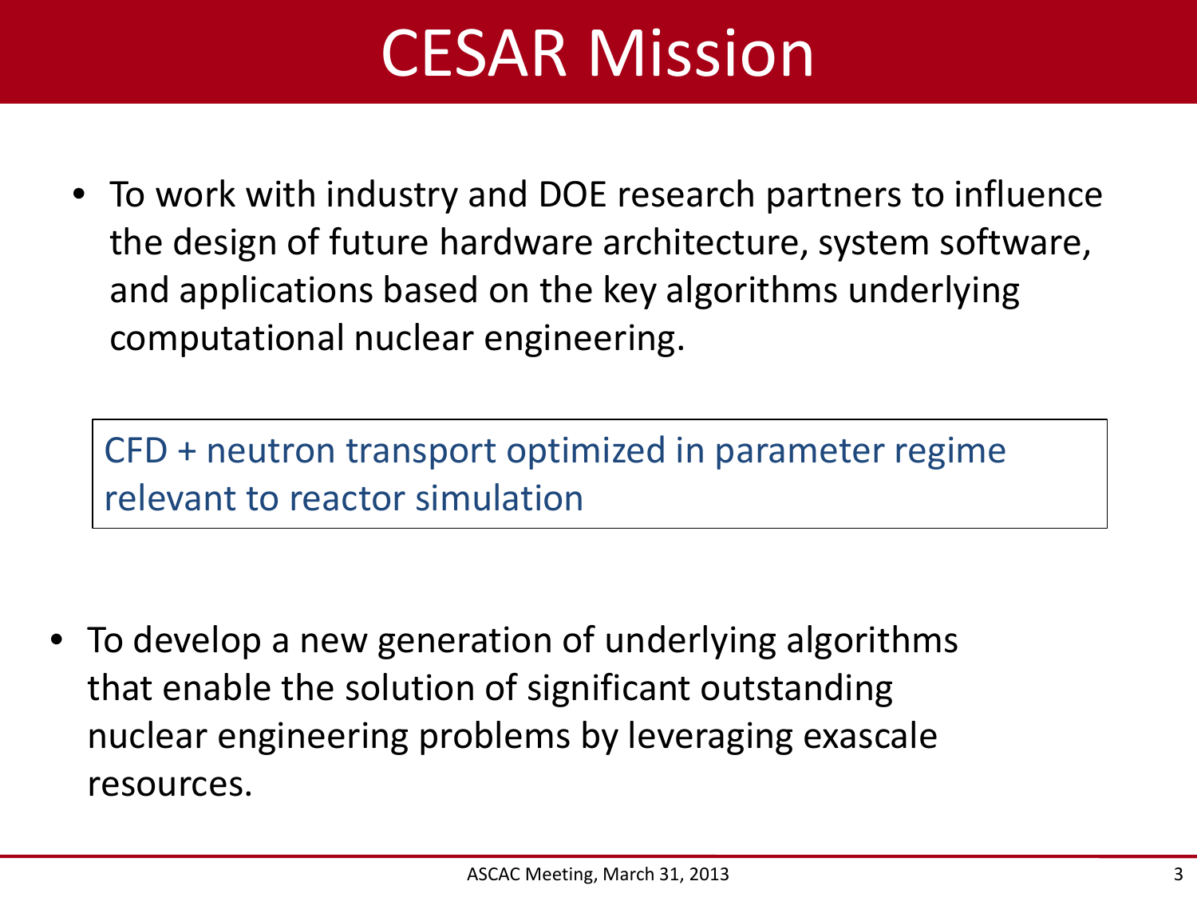# CESAR Mission

- To work with industry and DOE research partners to influence the design of future hardware architecture, system software, and applications based on the key algorithms underlying computational nuclear engineering.

> CFD + neutron transport optimized in parameter regime relevant to reactor simulation

- To develop a new generation of underlying algorithms that enable the solution of significant outstanding nuclear engineering problems by leveraging exascale resources.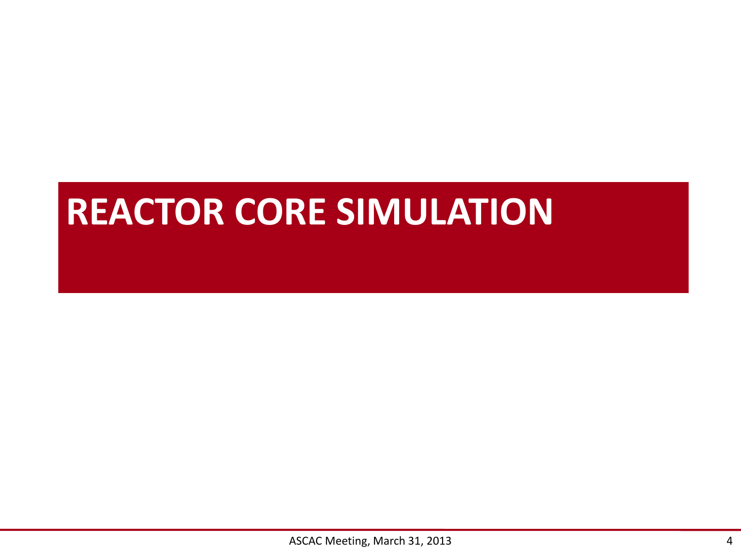# REACTOR CORE SIMULATION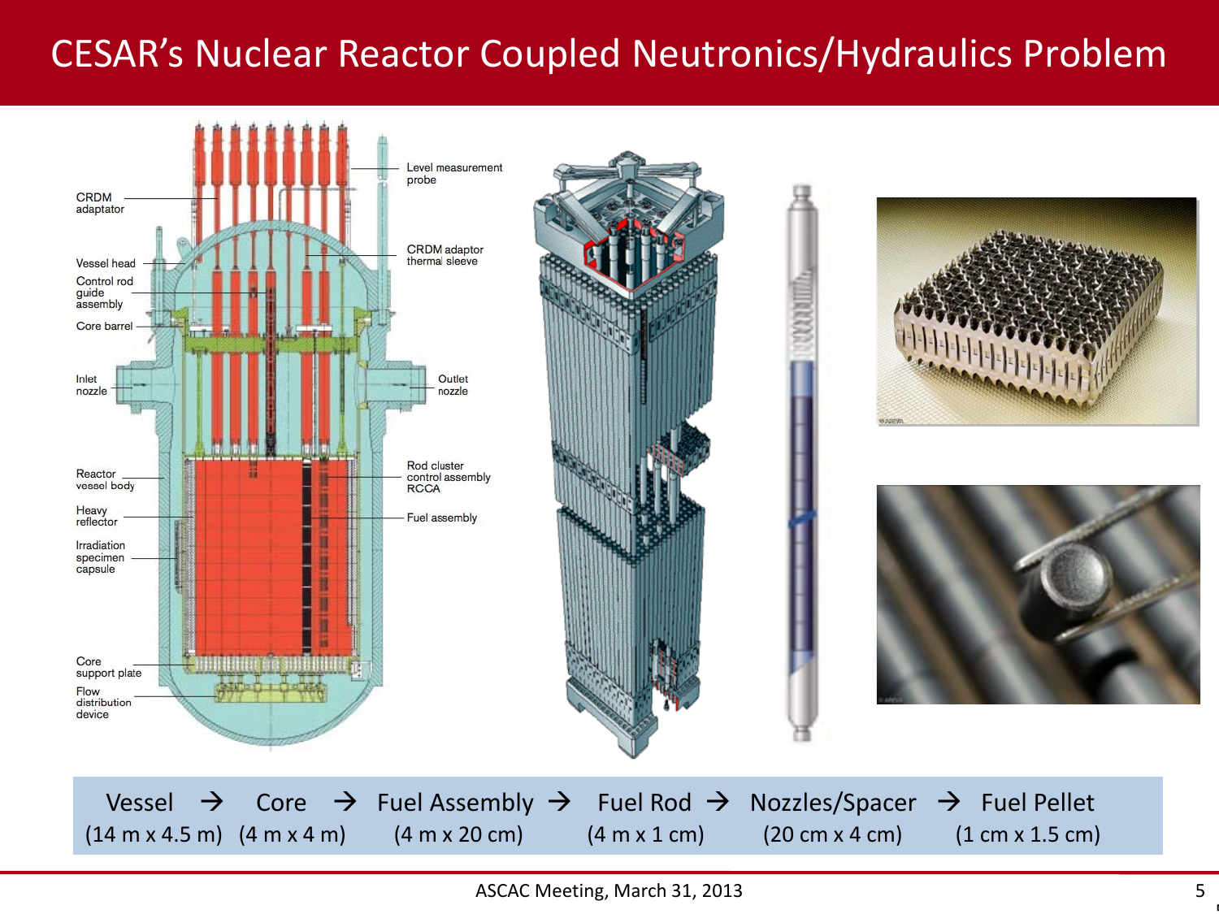# CESAR's Nuclear Reactor Coupled Neutronics/Hydraulics Problem

CRDM adaptator

Vessel head

Control rod guide assembly

Core barrel

Inlet nozzle

Reactor vessel body

Heavy reflector

Irradiation specimen capsule

Core support plate

Flow distribution device

Level measurement probe

CRDM adaptor thermal sleeve

Outlet nozzle

Rod cluster control assembly RCCA

Fuel assembly

| Vessel → | Core → | Fuel Assembly → | Fuel Rod → | Nozzles/Spacer → | Fuel Pellet |
|---|---|---|---|---|---|
| (14 m x 4.5 m) | (4 m x 4 m) | (4 m x 20 cm) | (4 m x 1 cm) | (20 cm x 4 cm) | (1 cm x 1.5 cm) |

ASCAC Meeting, March 31, 2013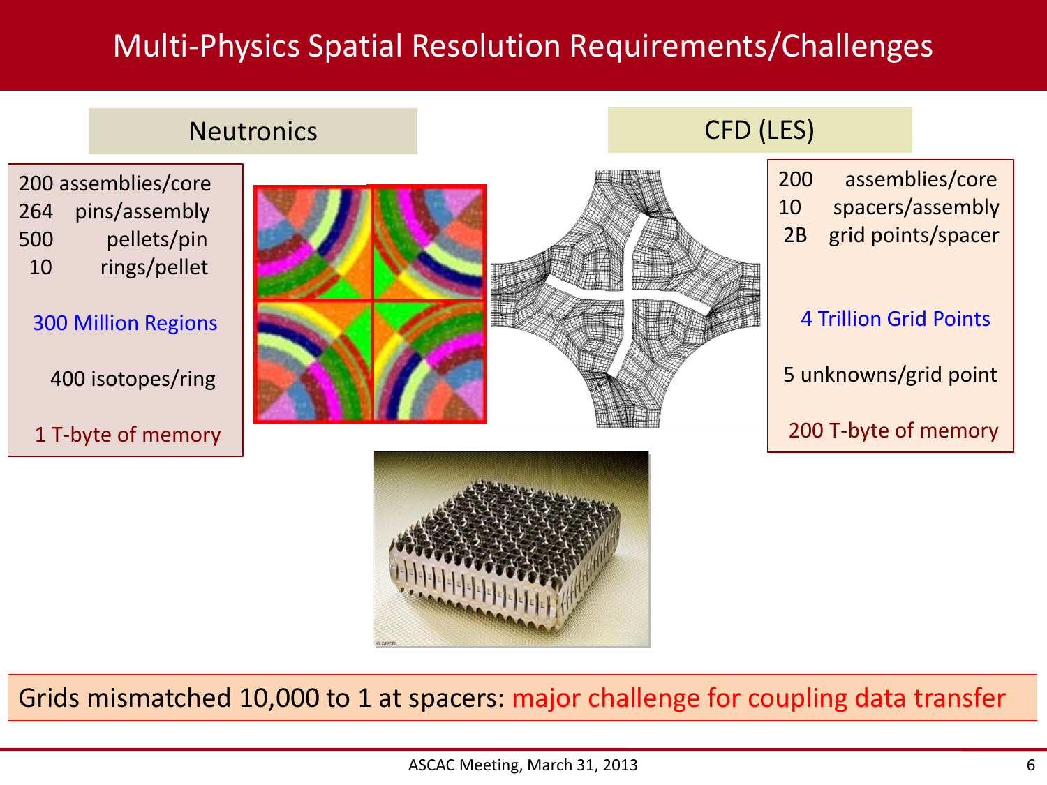# Multi-Physics Spatial Resolution Requirements/Challenges

## Neutronics

200 assemblies/core
264 pins/assembly
500 pellets/pin
10 rings/pellet

300 Million Regions

400 isotopes/ring

1 T-byte of memory

## CFD (LES)

200 assemblies/core
10 spacers/assembly
2B grid points/spacer

4 Trillion Grid Points

5 unknowns/grid point

200 T-byte of memory

Grids mismatched 10,000 to 1 at spacers: major challenge for coupling data transfer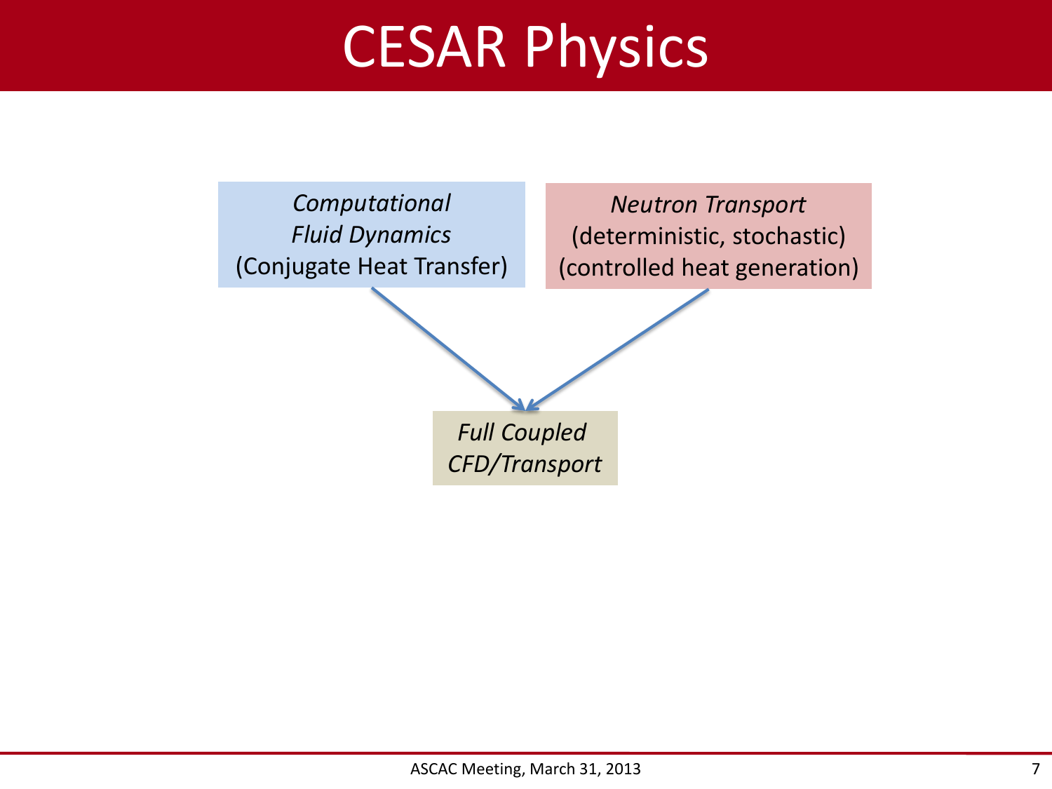# CESAR Physics

*Computational Fluid Dynamics*
(Conjugate Heat Transfer)

*Neutron Transport*
(deterministic, stochastic)
(controlled heat generation)

*Full Coupled CFD/Transport*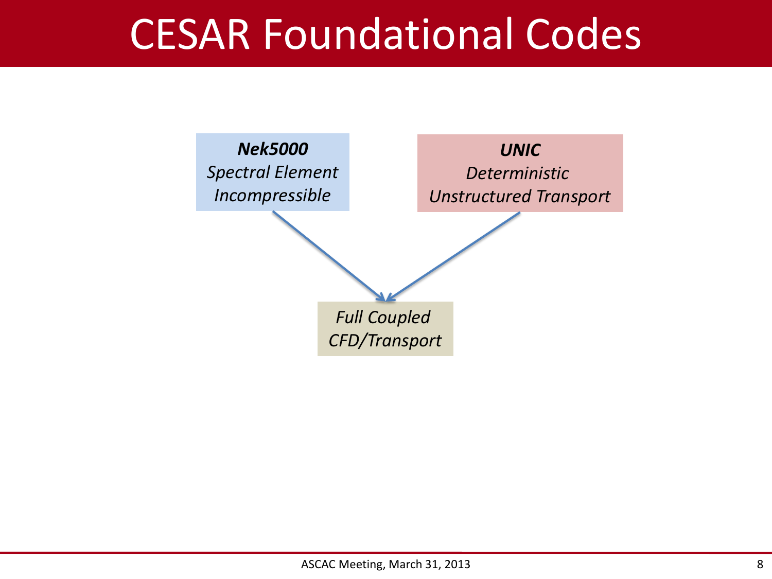# CESAR Foundational Codes

***Nek5000***
*Spectral Element*
*Incompressible*

***UNIC***
*Deterministic*
*Unstructured Transport*

*Full Coupled*
*CFD/Transport*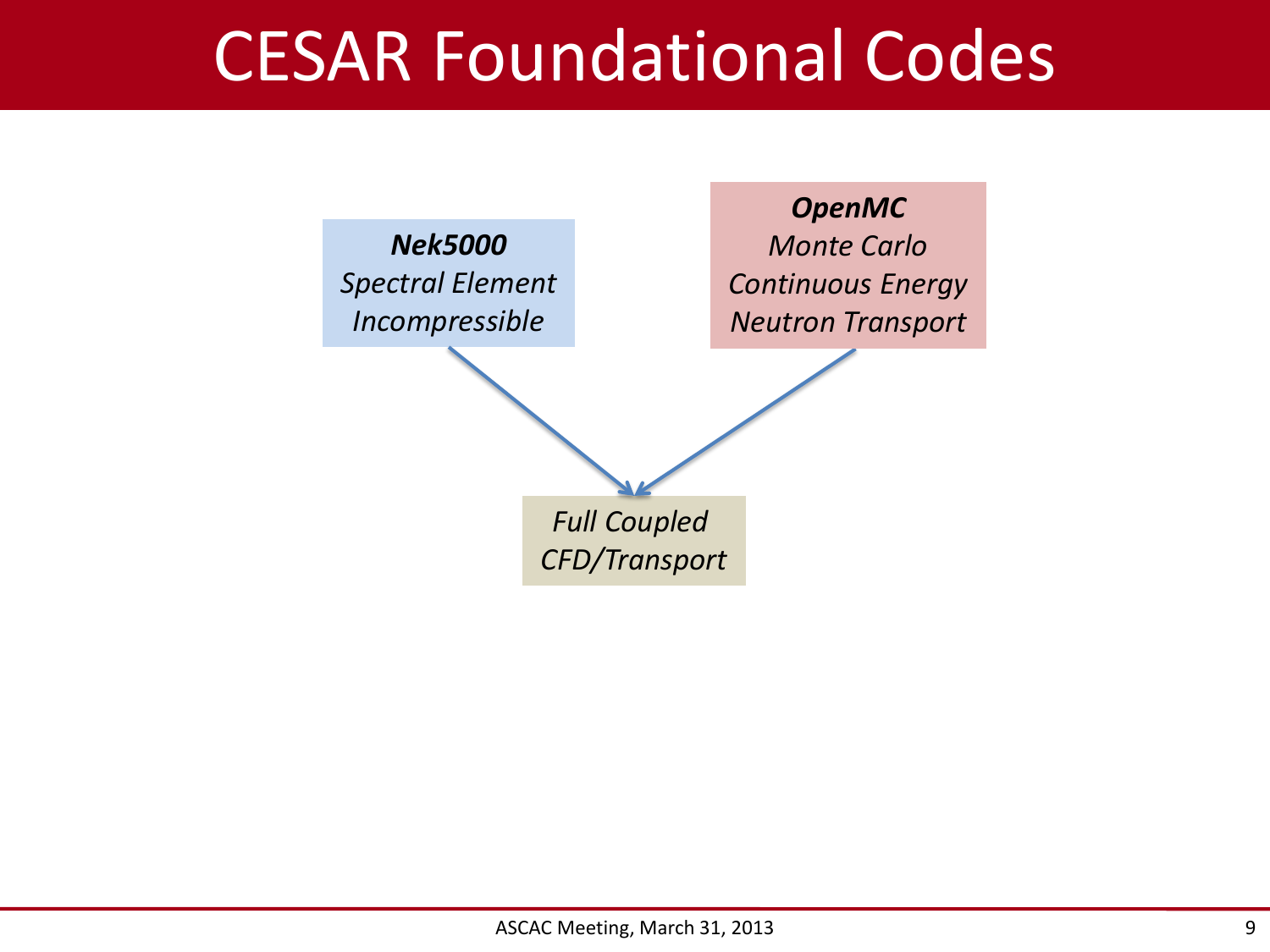# CESAR Foundational Codes

***Nek5000***
*Spectral Element*
*Incompressible*

***OpenMC***
*Monte Carlo*
*Continuous Energy*
*Neutron Transport*

*Full Coupled*
*CFD/Transport*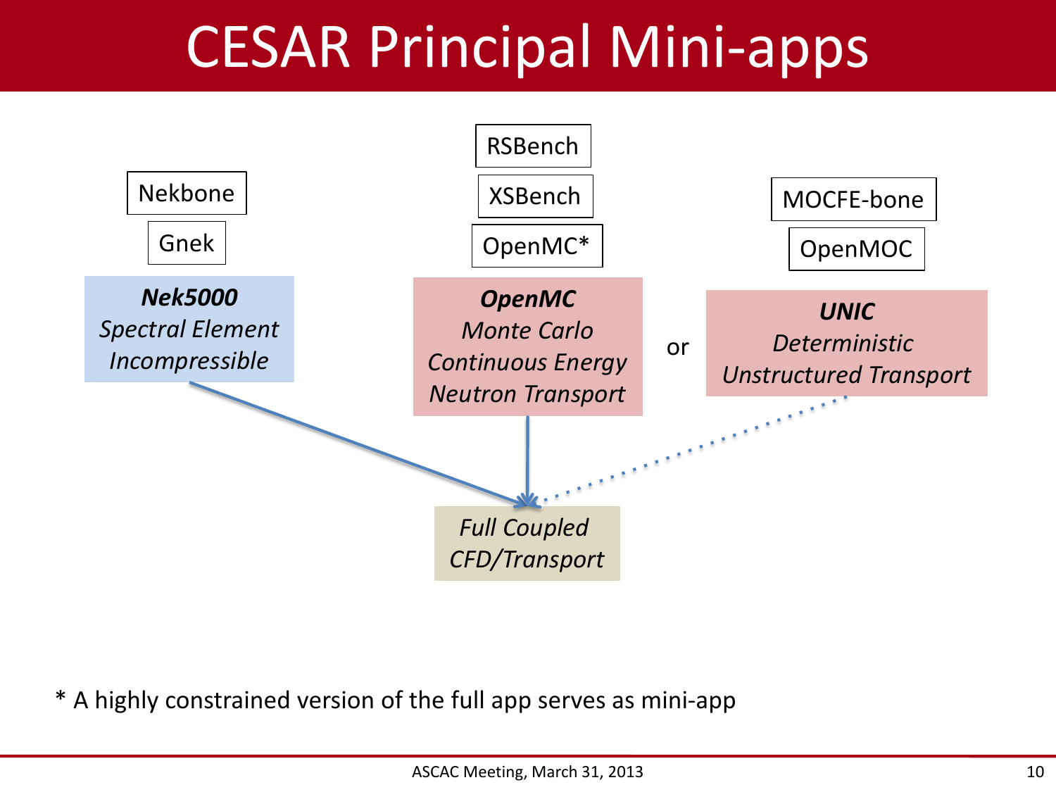# CESAR Principal Mini-apps

Nekbone

Gnek

***Nek5000***
*Spectral Element*
*Incompressible*

RSBench

XSBench

OpenMC*

***OpenMC***
*Monte Carlo*
*Continuous Energy*
*Neutron Transport*

or

MOCFE-bone

OpenMOC

***UNIC***
*Deterministic*
*Unstructured Transport*

*Full Coupled*
*CFD/Transport*

* A highly constrained version of the full app serves as mini-app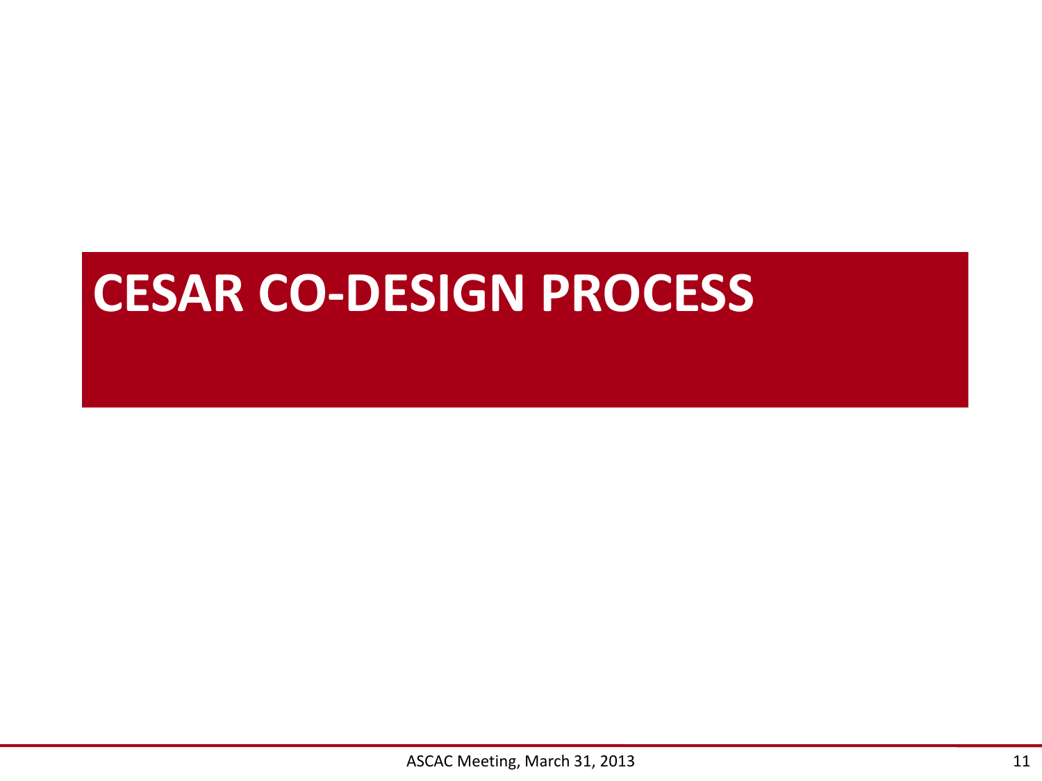# CESAR CO-DESIGN PROCESS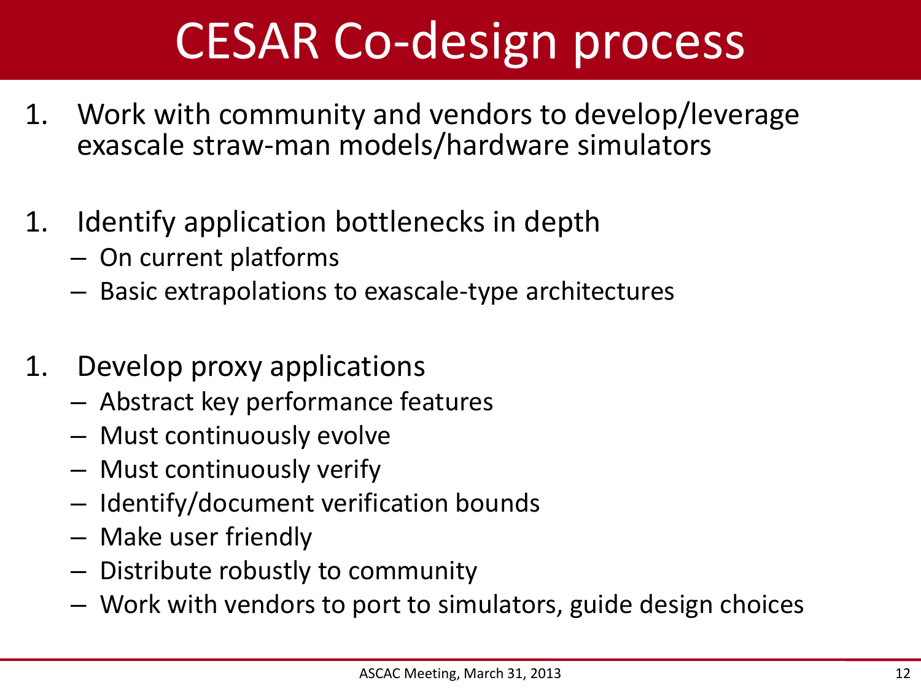# CESAR Co-design process

1. Work with community and vendors to develop/leverage exascale straw-man models/hardware simulators

1. Identify application bottlenecks in depth
   - On current platforms
   - Basic extrapolations to exascale-type architectures

1. Develop proxy applications
   - Abstract key performance features
   - Must continuously evolve
   - Must continuously verify
   - Identify/document verification bounds
   - Make user friendly
   - Distribute robustly to community
   - Work with vendors to port to simulators, guide design choices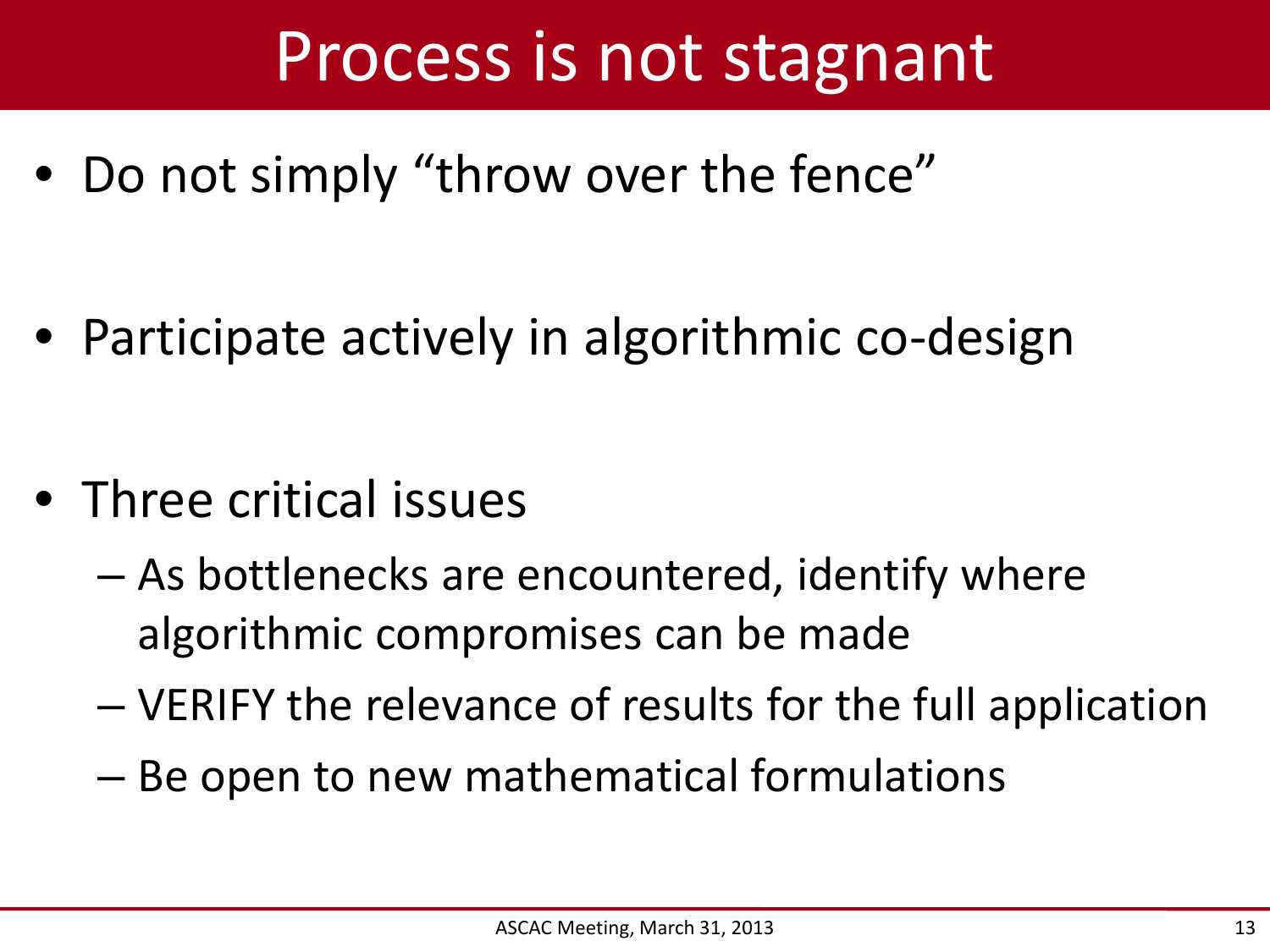# Process is not stagnant

- Do not simply “throw over the fence”

- Participate actively in algorithmic co-design

- Three critical issues
  - As bottlenecks are encountered, identify where algorithmic compromises can be made
  - VERIFY the relevance of results for the full application
  - Be open to new mathematical formulations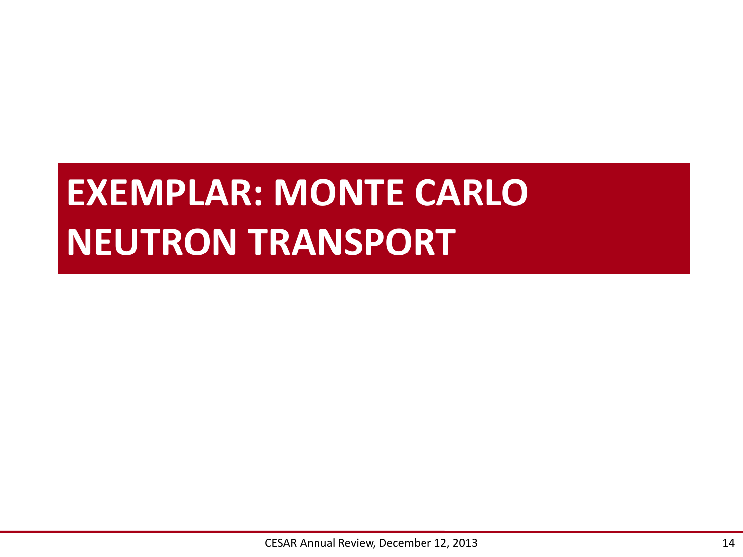# EXEMPLAR: MONTE CARLO NEUTRON TRANSPORT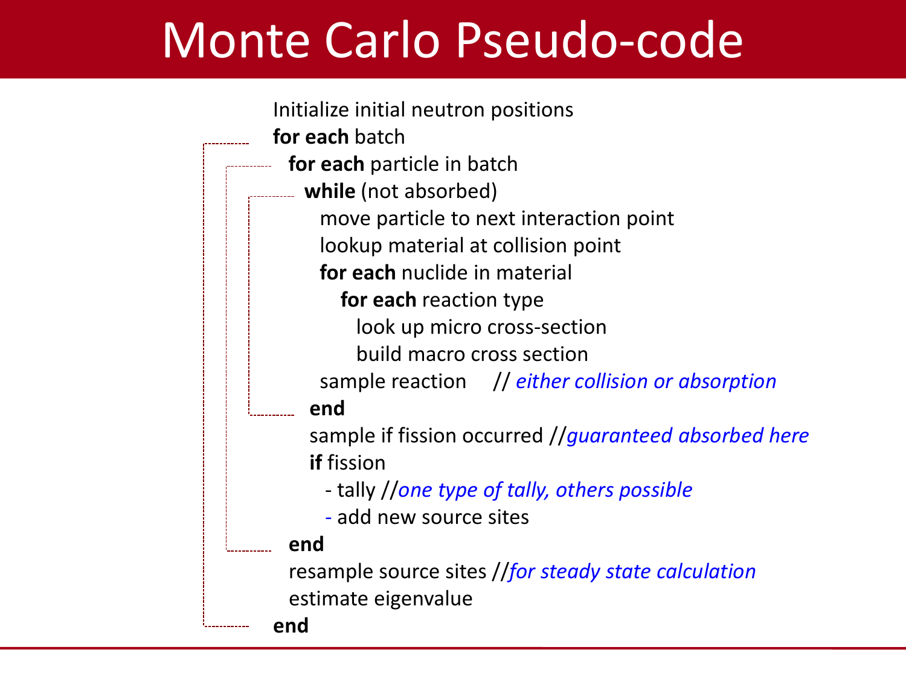# Monte Carlo Pseudo-code

```
Initialize initial neutron positions
for each batch
  for each particle in batch
    while (not absorbed)
      move particle to next interaction point
      lookup material at collision point
      for each nuclide in material
        for each reaction type
          look up micro cross-section
          build macro cross section
      sample reaction     // either collision or absorption
    end
    sample if fission occurred //guaranteed absorbed here
    if fission
      - tally //one type of tally, others possible
      - add new source sites
  end
  resample source sites //for steady state calculation
  estimate eigenvalue
end
```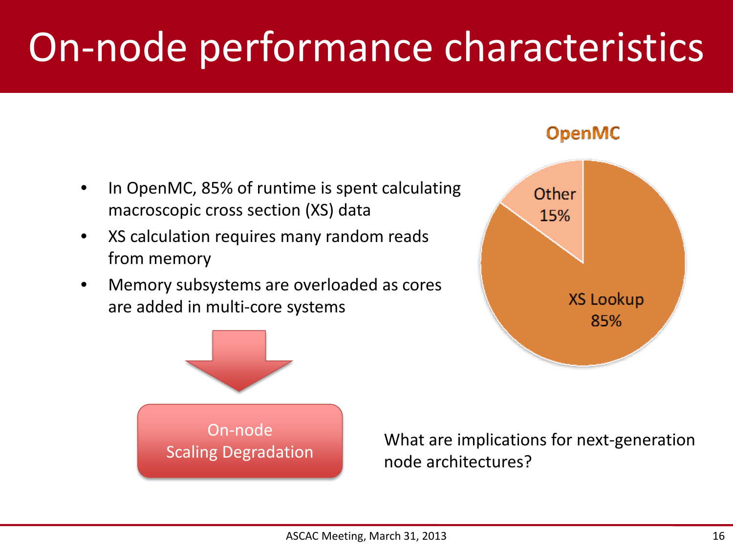# On-node performance characteristics

- In OpenMC, 85% of runtime is spent calculating macroscopic cross section (XS) data
- XS calculation requires many random reads from memory
- Memory subsystems are overloaded as cores are added in multi-core systems

On-node Scaling Degradation

**OpenMC**

| Component | Share |
| --- | --- |
| XS Lookup | 85% |
| Other | 15% |

What are implications for next-generation node architectures?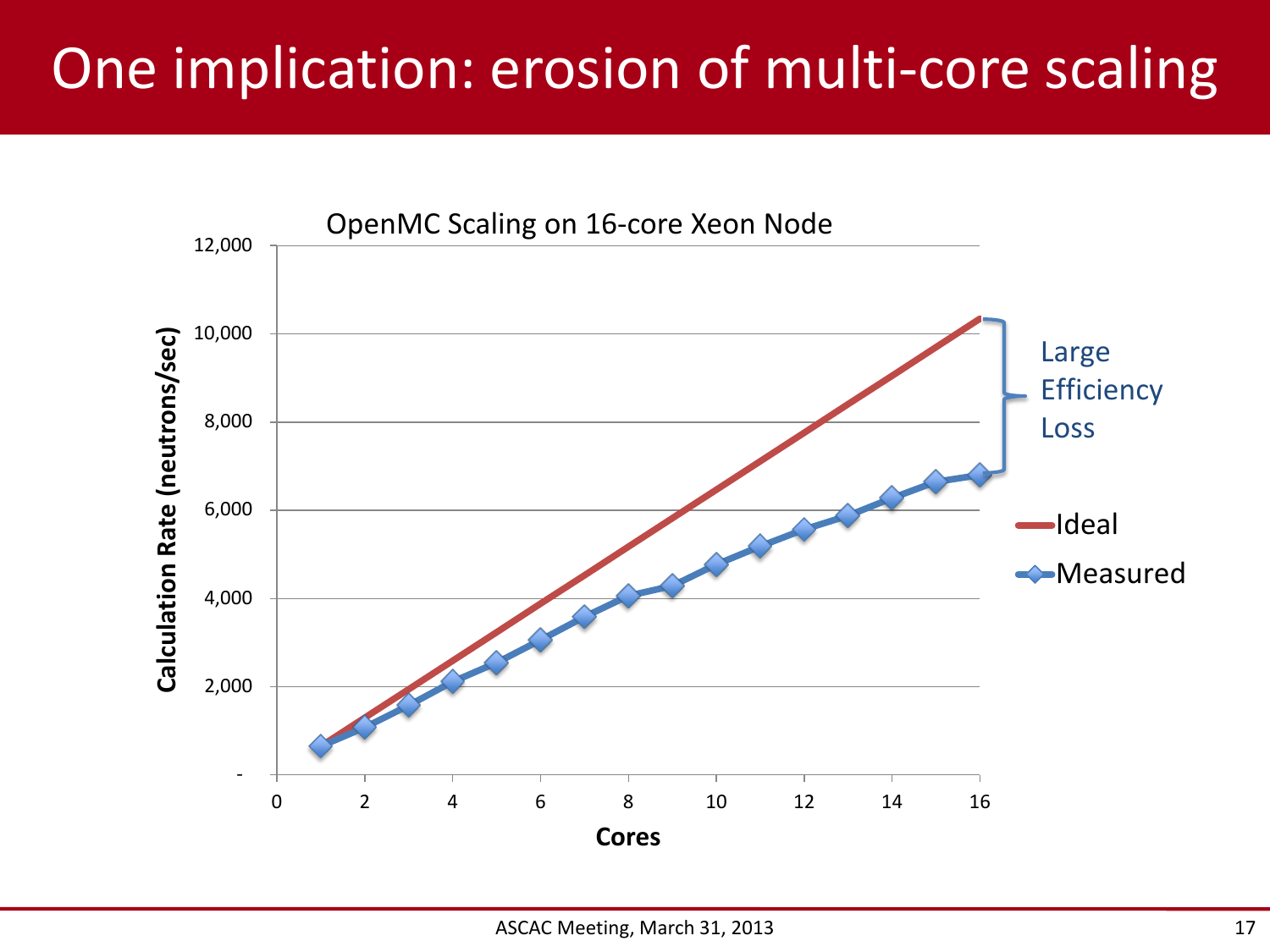# One implication: erosion of multi-core scaling

OpenMC Scaling on 16-core Xeon Node

Calculation Rate (neutrons/sec)

12,000
10,000
8,000
6,000
4,000
2,000
-

0 2 4 6 8 10 12 14 16

Cores

Large Efficiency Loss

Ideal

Measured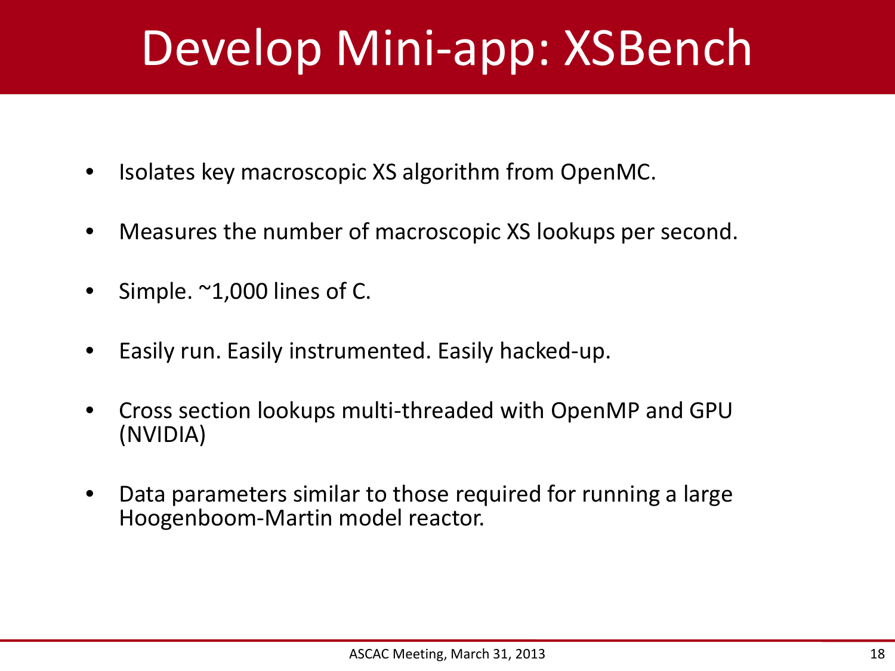# Develop Mini-app: XSBench

- Isolates key macroscopic XS algorithm from OpenMC.
- Measures the number of macroscopic XS lookups per second.
- Simple. ~1,000 lines of C.
- Easily run. Easily instrumented. Easily hacked-up.
- Cross section lookups multi-threaded with OpenMP and GPU (NVIDIA)
- Data parameters similar to those required for running a large Hoogenboom-Martin model reactor.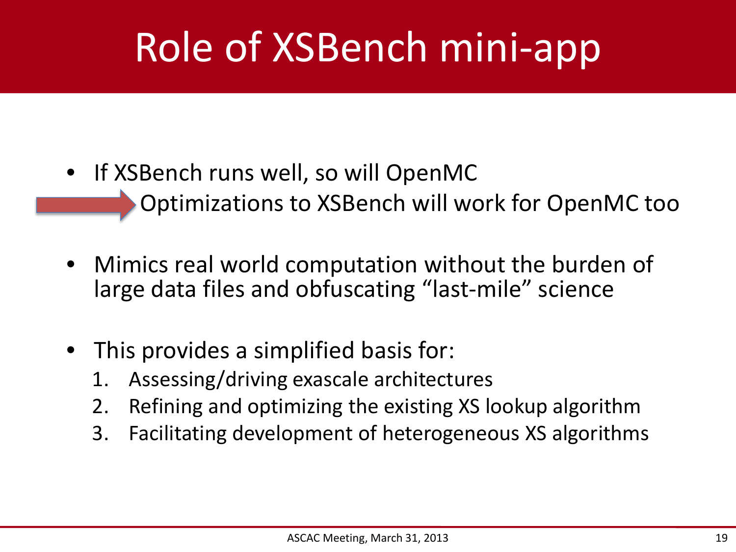# Role of XSBench mini-app

- If XSBench runs well, so will OpenMC
  → Optimizations to XSBench will work for OpenMC too

- Mimics real world computation without the burden of large data files and obfuscating "last-mile" science

- This provides a simplified basis for:
  1. Assessing/driving exascale architectures
  2. Refining and optimizing the existing XS lookup algorithm
  3. Facilitating development of heterogeneous XS algorithms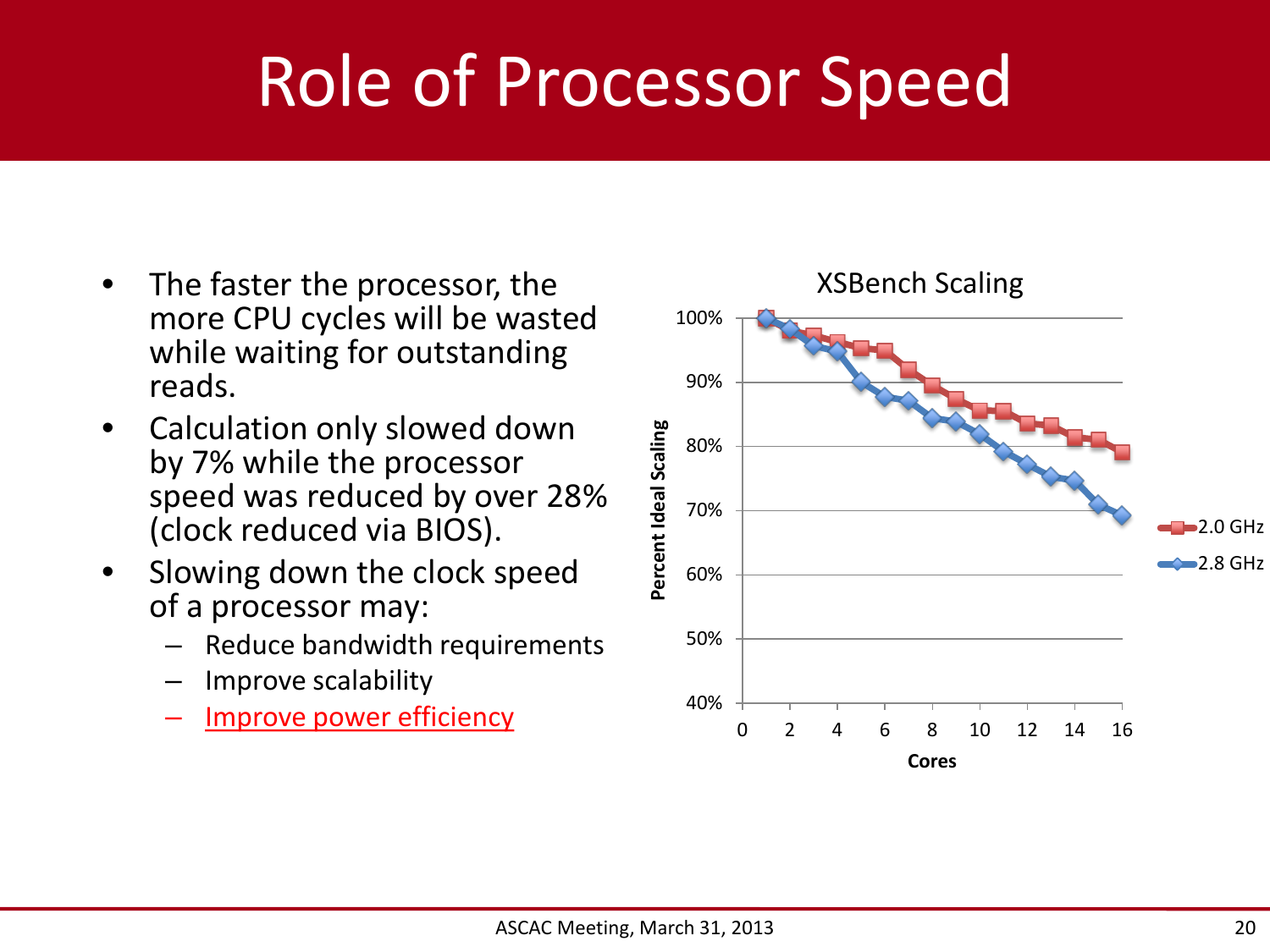# Role of Processor Speed

- The faster the processor, the more CPU cycles will be wasted while waiting for outstanding reads.
- Calculation only slowed down by 7% while the processor speed was reduced by over 28% (clock reduced via BIOS).
- Slowing down the clock speed of a processor may:
  - Reduce bandwidth requirements
  - Improve scalability
  - Improve power efficiency

XSBench Scaling

Percent Ideal Scaling (y-axis, 40%–100%) vs. Cores (x-axis, 0–16); series: 2.0 GHz, 2.8 GHz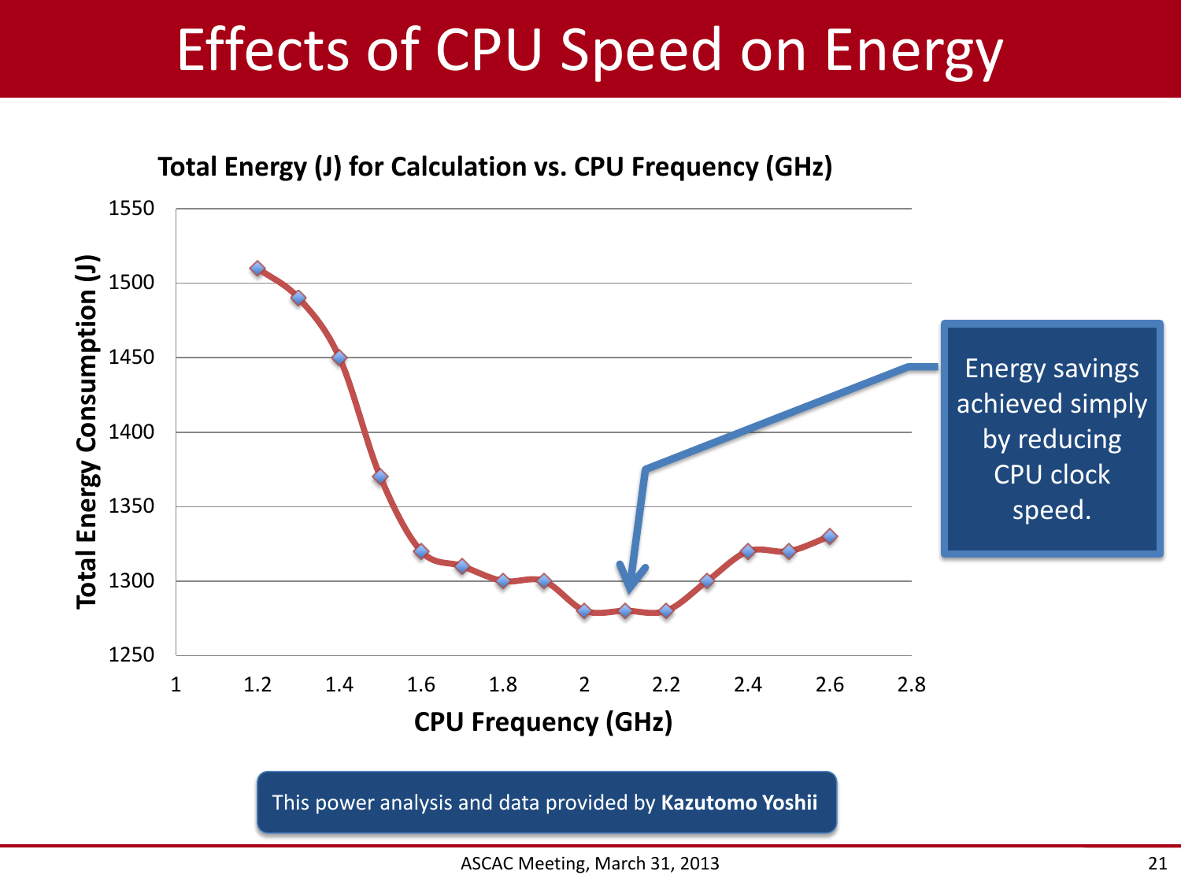# Effects of CPU Speed on Energy

**Total Energy (J) for Calculation vs. CPU Frequency (GHz)**

| CPU Frequency (GHz) | Total Energy Consumption (J) |
|---|---|
| 1.2 | 1510 |
| 1.3 | 1490 |
| 1.4 | 1450 |
| 1.5 | 1370 |
| 1.6 | 1320 |
| 1.7 | 1310 |
| 1.8 | 1300 |
| 1.9 | 1300 |
| 2.0 | 1280 |
| 2.1 | 1280 |
| 2.2 | 1280 |
| 2.3 | 1300 |
| 2.4 | 1320 |
| 2.5 | 1320 |
| 2.6 | 1330 |

Energy savings achieved simply by reducing CPU clock speed.

This power analysis and data provided by **Kazutomo Yoshii**

ASCAC Meeting, March 31, 2013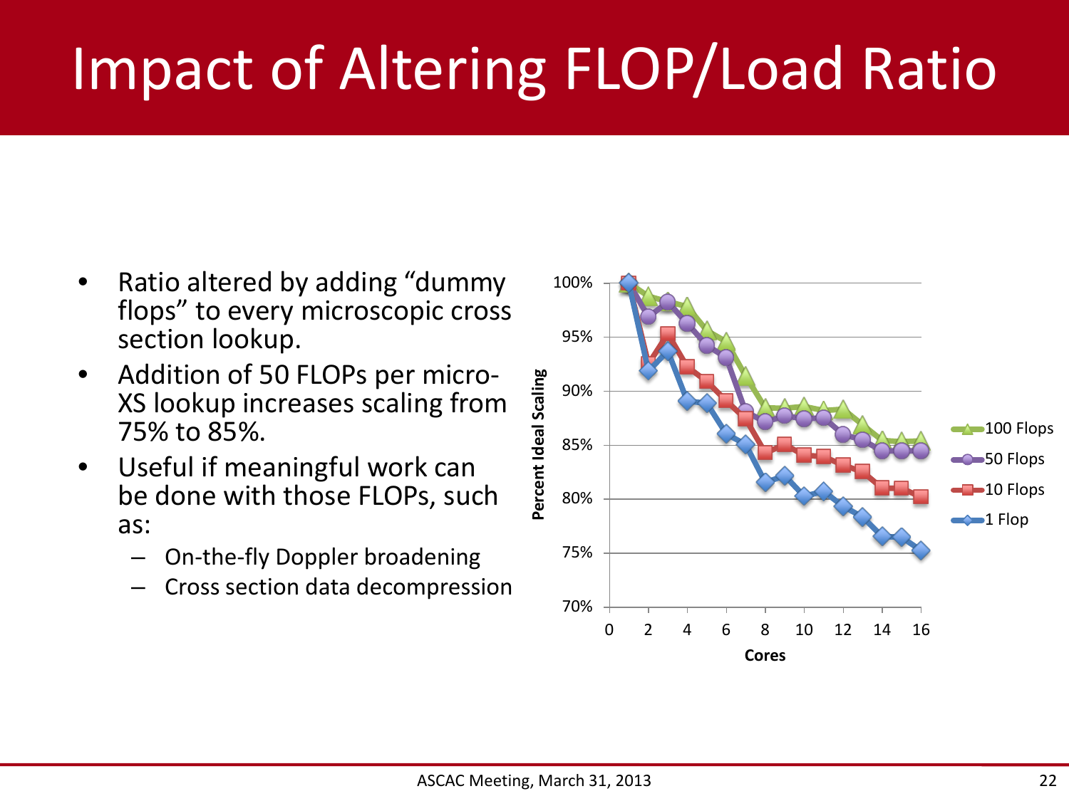# Impact of Altering FLOP/Load Ratio

- Ratio altered by adding "dummy flops" to every microscopic cross section lookup.
- Addition of 50 FLOPs per micro-XS lookup increases scaling from 75% to 85%.
- Useful if meaningful work can be done with those FLOPs, such as:
  - On-the-fly Doppler broadening
  - Cross section data decompression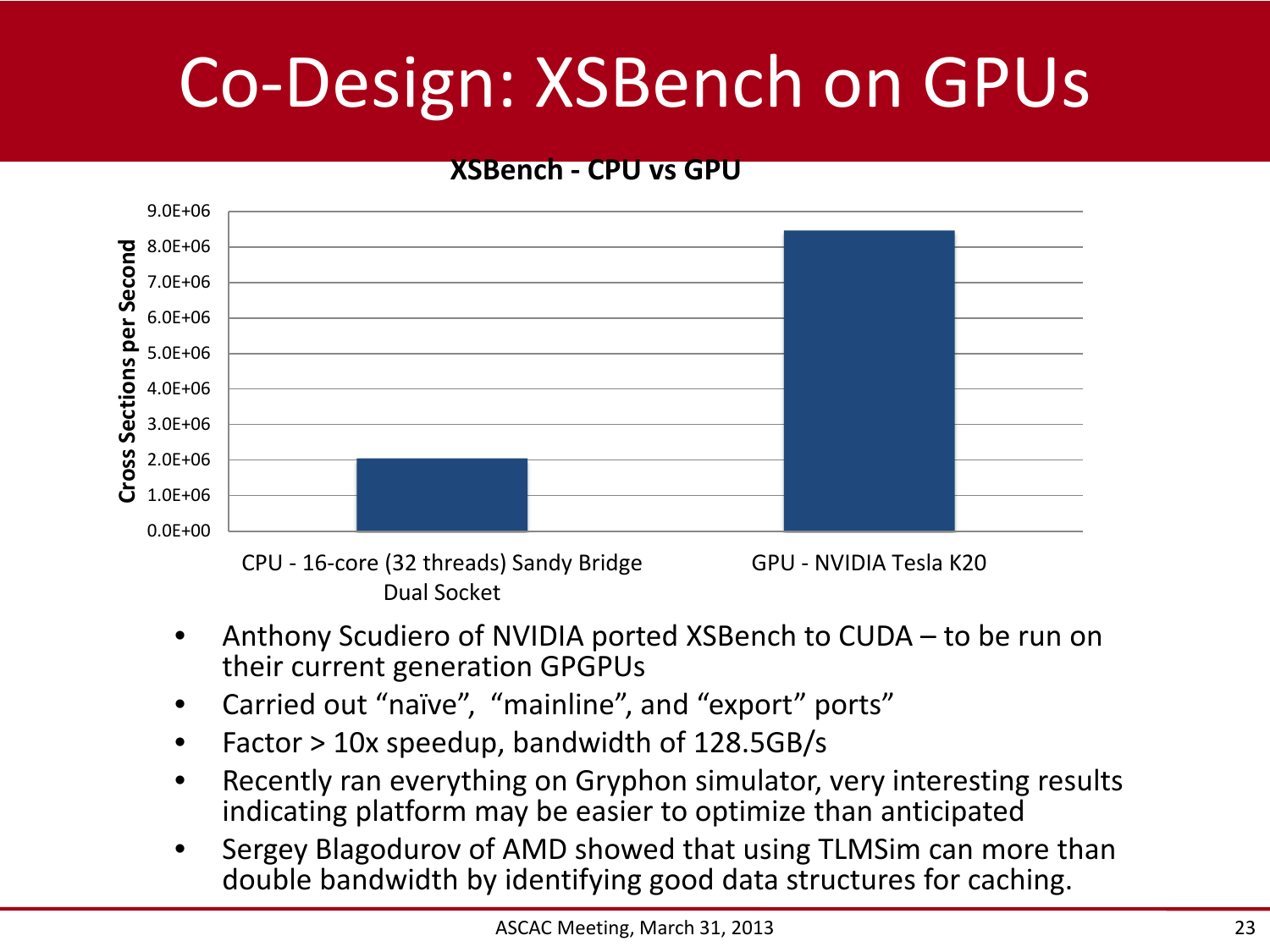# Co-Design: XSBench on GPUs

**XSBench - CPU vs GPU**

| | Cross Sections per Second |
|---|---|
| CPU - 16-core (32 threads) Sandy Bridge Dual Socket | ~2.0E+06 |
| GPU - NVIDIA Tesla K20 | ~8.4E+06 |

- Anthony Scudiero of NVIDIA ported XSBench to CUDA – to be run on their current generation GPGPUs
- Carried out "naïve", "mainline", and "export" ports"
- Factor > 10x speedup, bandwidth of 128.5GB/s
- Recently ran everything on Gryphon simulator, very interesting results indicating platform may be easier to optimize than anticipated
- Sergey Blagodurov of AMD showed that using TLMSim can more than double bandwidth by identifying good data structures for caching.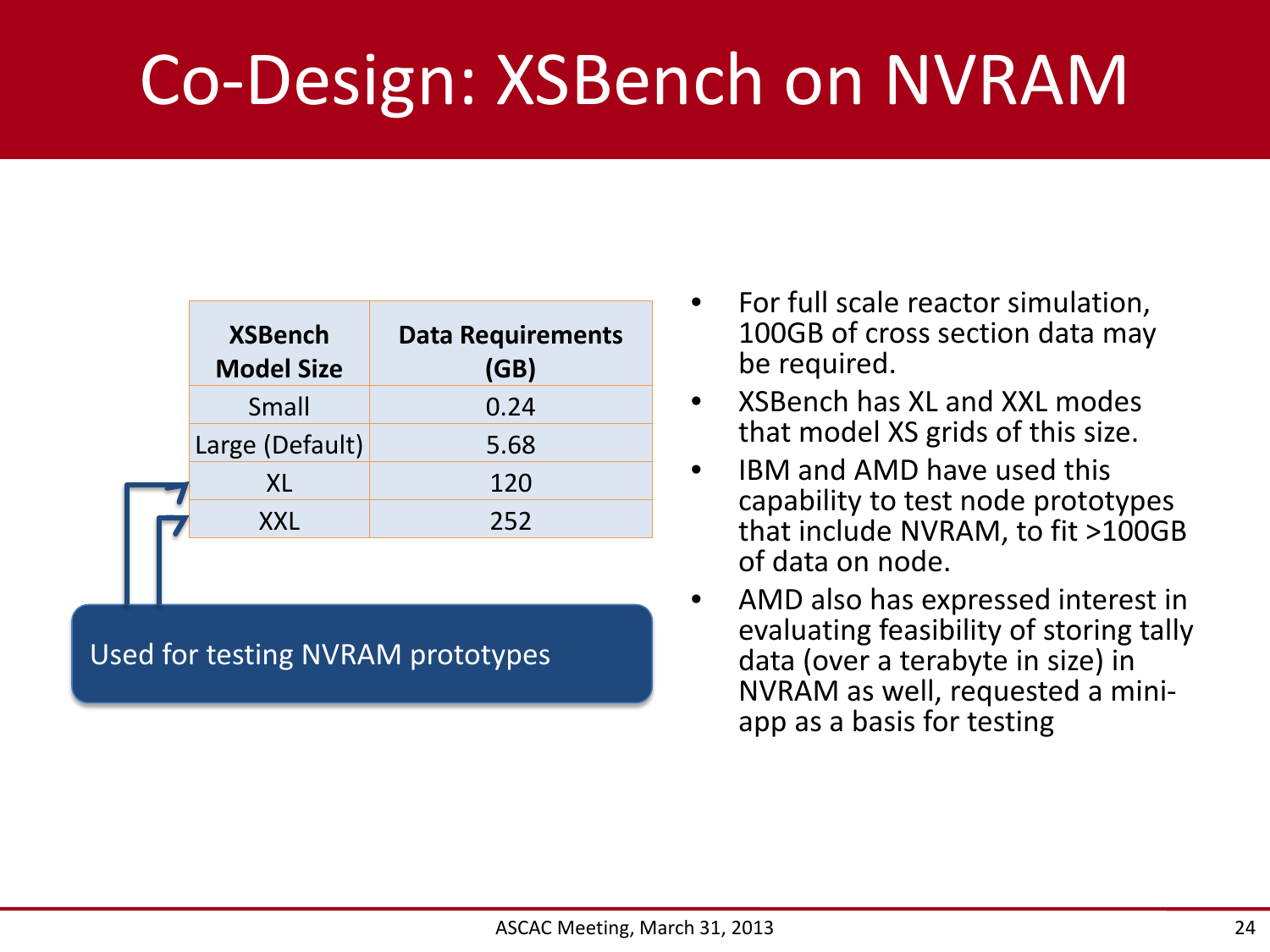# Co-Design: XSBench on NVRAM

| XSBench Model Size | Data Requirements (GB) |
|---|---|
| Small | 0.24 |
| Large (Default) | 5.68 |
| XL | 120 |
| XXL | 252 |

Used for testing NVRAM prototypes

- For full scale reactor simulation, 100GB of cross section data may be required.
- XSBench has XL and XXL modes that model XS grids of this size.
- IBM and AMD have used this capability to test node prototypes that include NVRAM, to fit >100GB of data on node.
- AMD also has expressed interest in evaluating feasibility of storing tally data (over a terabyte in size) in NVRAM as well, requested a mini-app as a basis for testing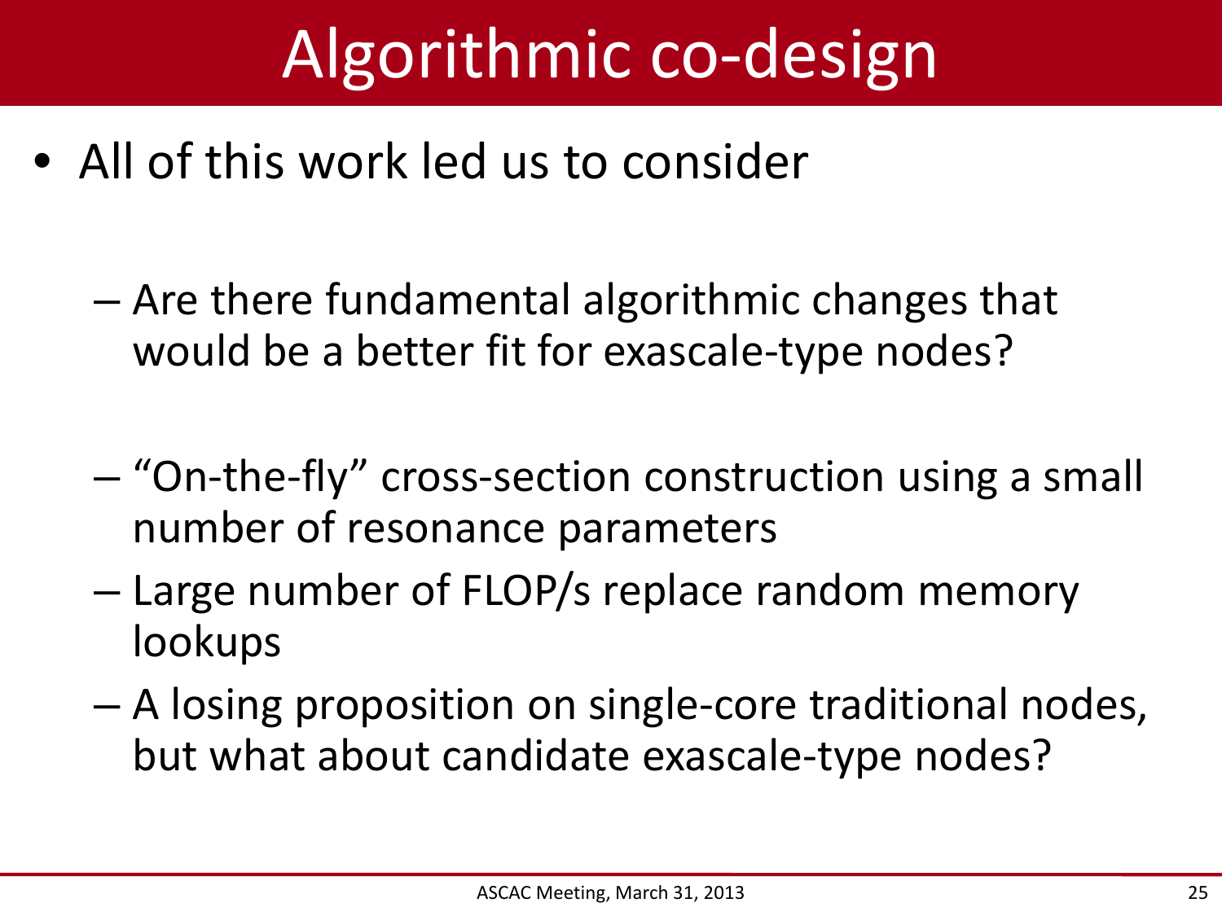# Algorithmic co-design

- All of this work led us to consider
  - Are there fundamental algorithmic changes that would be a better fit for exascale-type nodes?
  - "On-the-fly" cross-section construction using a small number of resonance parameters
  - Large number of FLOP/s replace random memory lookups
  - A losing proposition on single-core traditional nodes, but what about candidate exascale-type nodes?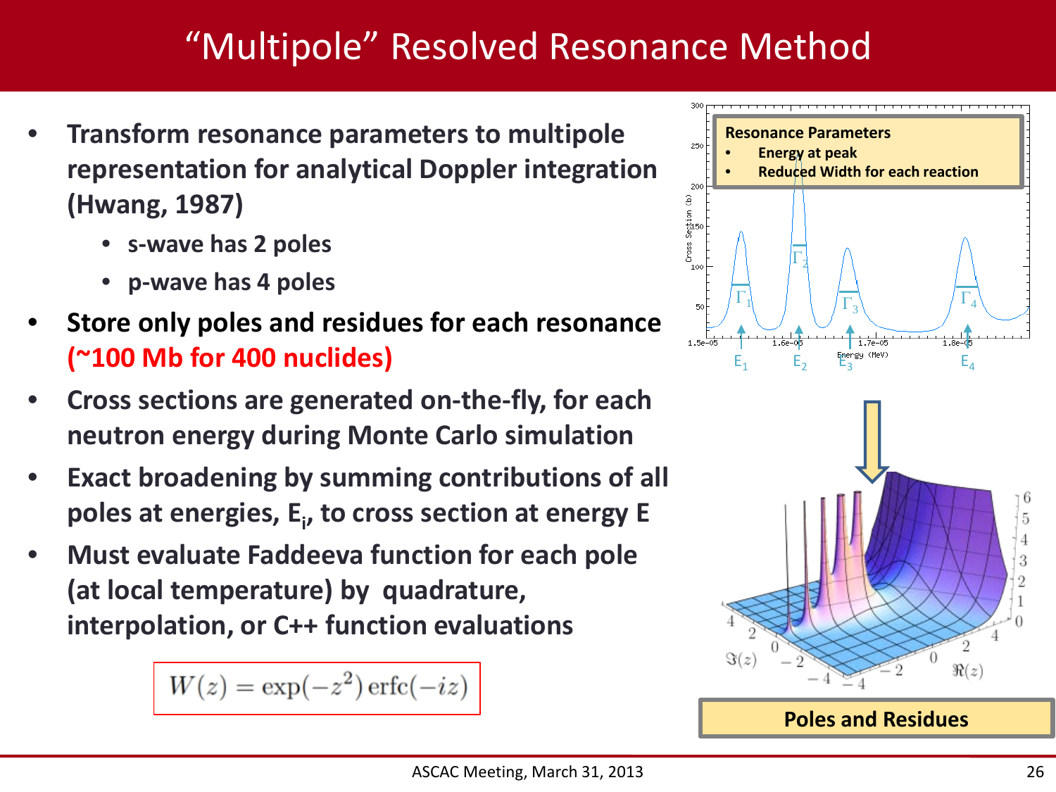# "Multipole" Resolved Resonance Method

- **Transform resonance parameters to multipole representation for analytical Doppler integration (Hwang, 1987)**
  - **s-wave has 2 poles**
  - **p-wave has 4 poles**
- **Store only poles and residues for each resonance (~100 Mb for 400 nuclides)**
- **Cross sections are generated on-the-fly, for each neutron energy during Monte Carlo simulation**
- **Exact broadening by summing contributions of all poles at energies, $E_i$, to cross section at energy E**
- **Must evaluate Faddeeva function for each pole (at local temperature) by quadrature, interpolation, or C++ function evaluations**

$$W(z) = \exp(-z^2)\,\mathrm{erfc}(-iz)$$

**Resonance Parameters**
- **Energy at peak**
- **Reduced Width for each reaction**

**Poles and Residues**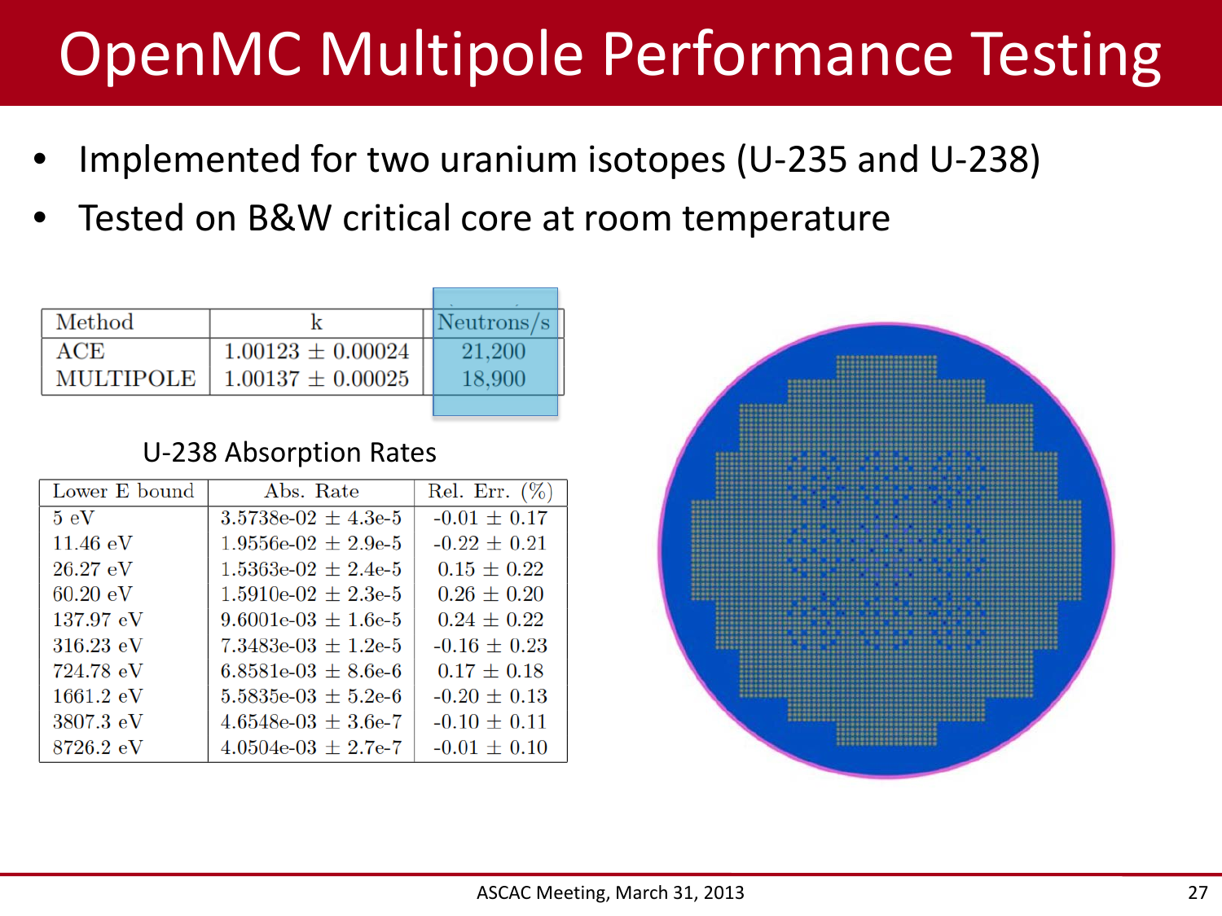# OpenMC Multipole Performance Testing

- Implemented for two uranium isotopes (U-235 and U-238)
- Tested on B&W critical core at room temperature

| Method | k | Neutrons/s |
|---|---|---|
| ACE | 1.00123 ± 0.00024 | 21,200 |
| MULTIPOLE | 1.00137 ± 0.00025 | 18,900 |

U-238 Absorption Rates

| Lower E bound | Abs. Rate | Rel. Err. (%) |
|---|---|---|
| 5 eV | 3.5738e-02 ± 4.3e-5 | -0.01 ± 0.17 |
| 11.46 eV | 1.9556e-02 ± 2.9e-5 | -0.22 ± 0.21 |
| 26.27 eV | 1.5363e-02 ± 2.4e-5 | 0.15 ± 0.22 |
| 60.20 eV | 1.5910e-02 ± 2.3e-5 | 0.26 ± 0.20 |
| 137.97 eV | 9.6001e-03 ± 1.6e-5 | 0.24 ± 0.22 |
| 316.23 eV | 7.3483e-03 ± 1.2e-5 | -0.16 ± 0.23 |
| 724.78 eV | 6.8581e-03 ± 8.6e-6 | 0.17 ± 0.18 |
| 1661.2 eV | 5.5835e-03 ± 5.2e-6 | -0.20 ± 0.13 |
| 3807.3 eV | 4.6548e-03 ± 3.6e-7 | -0.10 ± 0.11 |
| 8726.2 eV | 4.0504e-03 ± 2.7e-7 | -0.01 ± 0.10 |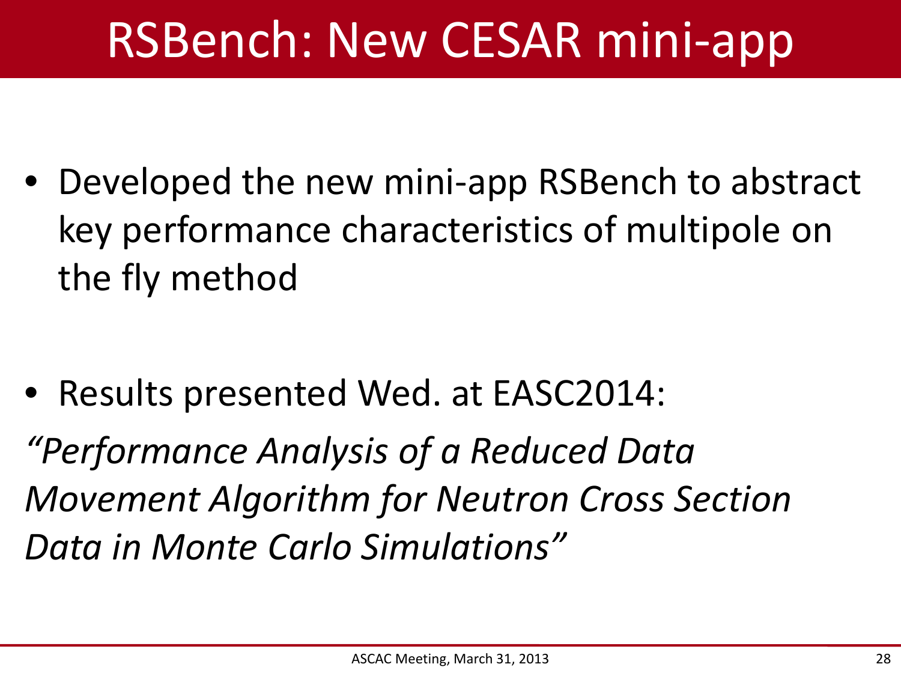# RSBench: New CESAR mini-app

- Developed the new mini-app RSBench to abstract key performance characteristics of multipole on the fly method

- Results presented Wed. at EASC2014:

*"Performance Analysis of a Reduced Data Movement Algorithm for Neutron Cross Section Data in Monte Carlo Simulations"*